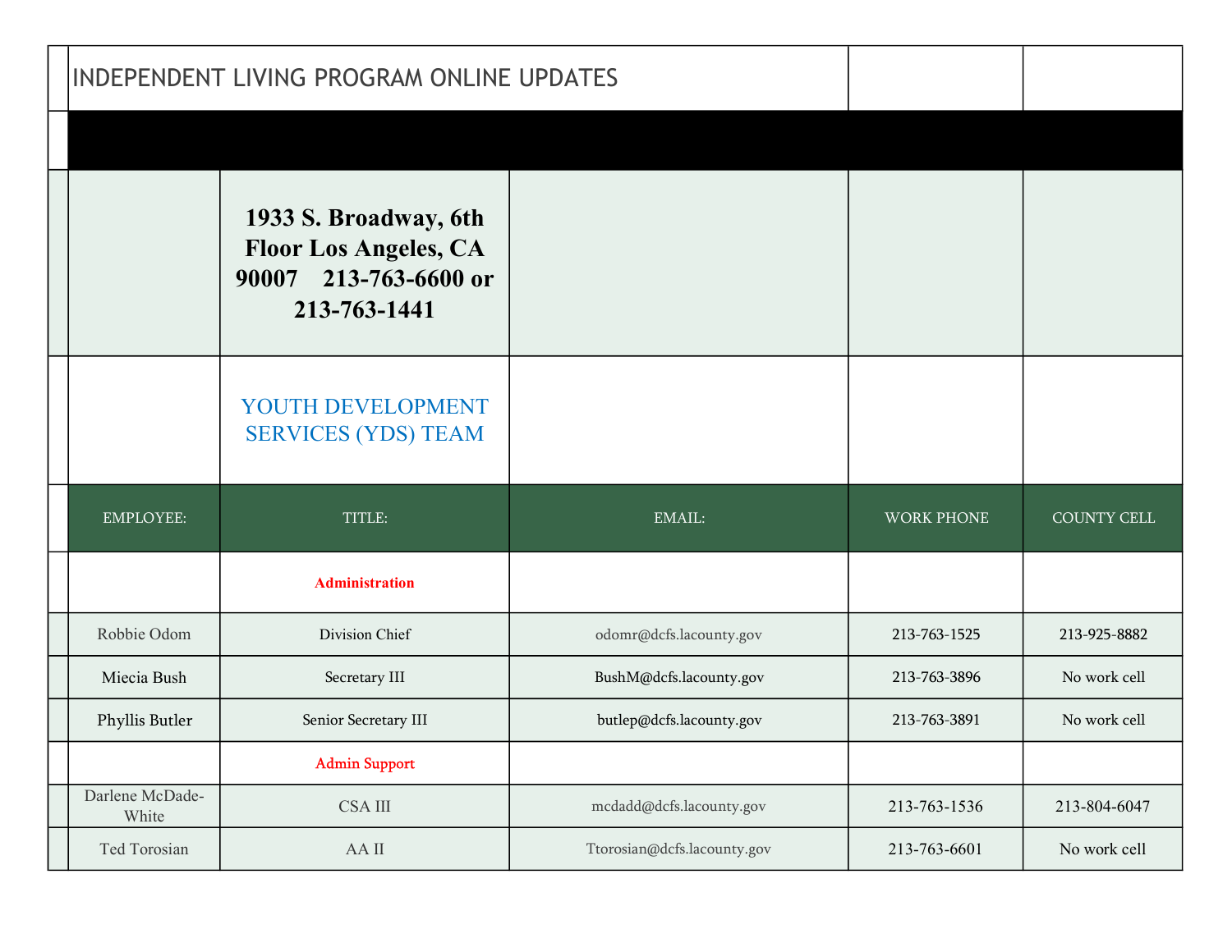# INDEPENDENT LIVING PROGRAM ONLINE UPDATES

**1933 S. Broadway, 6th Floor Los Angeles, CA 90007 213-763-6600 or 213-763-1441**

## YOUTH DEVELOPMENT SERVICES (YDS) TEAM

| EMPLOYEE: | TITLE: | EMAIL: | WORK PHONE | COUNTY CELL |
|---|---|---|---|---|
| | **Administration** | | | |
| Robbie Odom | Division Chief | odomr@dcfs.lacounty.gov | 213-763-1525 | 213-925-8882 |
| Miecia Bush | Secretary III | BushM@dcfs.lacounty.gov | 213-763-3896 | No work cell |
| Phyllis Butler | Senior Secretary III | butlep@dcfs.lacounty.gov | 213-763-3891 | No work cell |
| | Admin Support | | | |
| Darlene McDade-White | CSA III | mcdadd@dcfs.lacounty.gov | 213-763-1536 | 213-804-6047 |
| Ted Torosian | AA II | Ttorosian@dcfs.lacounty.gov | 213-763-6601 | No work cell |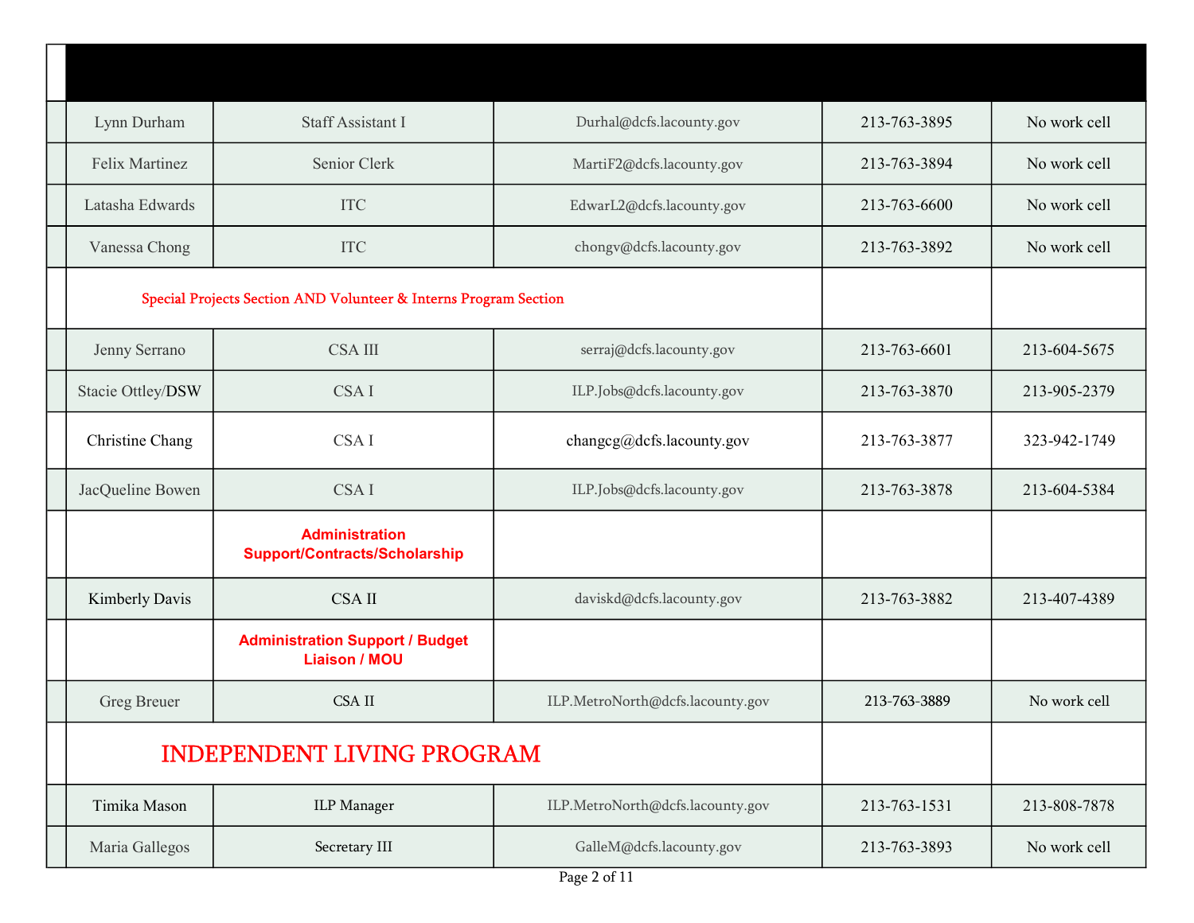| | Name | Title | Email | Phone | Work Cell |
|---|---|---|---|---|---|
| | Lynn Durham | Staff Assistant I | Durhal@dcfs.lacounty.gov | 213-763-3895 | No work cell |
| | Felix Martinez | Senior Clerk | MartiF2@dcfs.lacounty.gov | 213-763-3894 | No work cell |
| | Latasha Edwards | ITC | EdwarL2@dcfs.lacounty.gov | 213-763-6600 | No work cell |
| | Vanessa Chong | ITC | chongv@dcfs.lacounty.gov | 213-763-3892 | No work cell |
| | **Special Projects Section AND Volunteer & Interns Program Section** | | | | |
| | Jenny Serrano | CSA III | serraj@dcfs.lacounty.gov | 213-763-6601 | 213-604-5675 |
| | Stacie Ottley/DSW | CSA I | ILP.Jobs@dcfs.lacounty.gov | 213-763-3870 | 213-905-2379 |
| | Christine Chang | CSA I | changcg@dcfs.lacounty.gov | 213-763-3877 | 323-942-1749 |
| | JacQueline Bowen | CSA I | ILP.Jobs@dcfs.lacounty.gov | 213-763-3878 | 213-604-5384 |
| | | **Administration Support/Contracts/Scholarship** | | | |
| | Kimberly Davis | CSA II | daviskd@dcfs.lacounty.gov | 213-763-3882 | 213-407-4389 |
| | | **Administration Support / Budget Liaison / MOU** | | | |
| | Greg Breuer | CSA II | ILP.MetroNorth@dcfs.lacounty.gov | 213-763-3889 | No work cell |
| | **INDEPENDENT LIVING PROGRAM** | | | | |
| | Timika Mason | ILP Manager | ILP.MetroNorth@dcfs.lacounty.gov | 213-763-1531 | 213-808-7878 |
| | Maria Gallegos | Secretary III | GalleM@dcfs.lacounty.gov | 213-763-3893 | No work cell |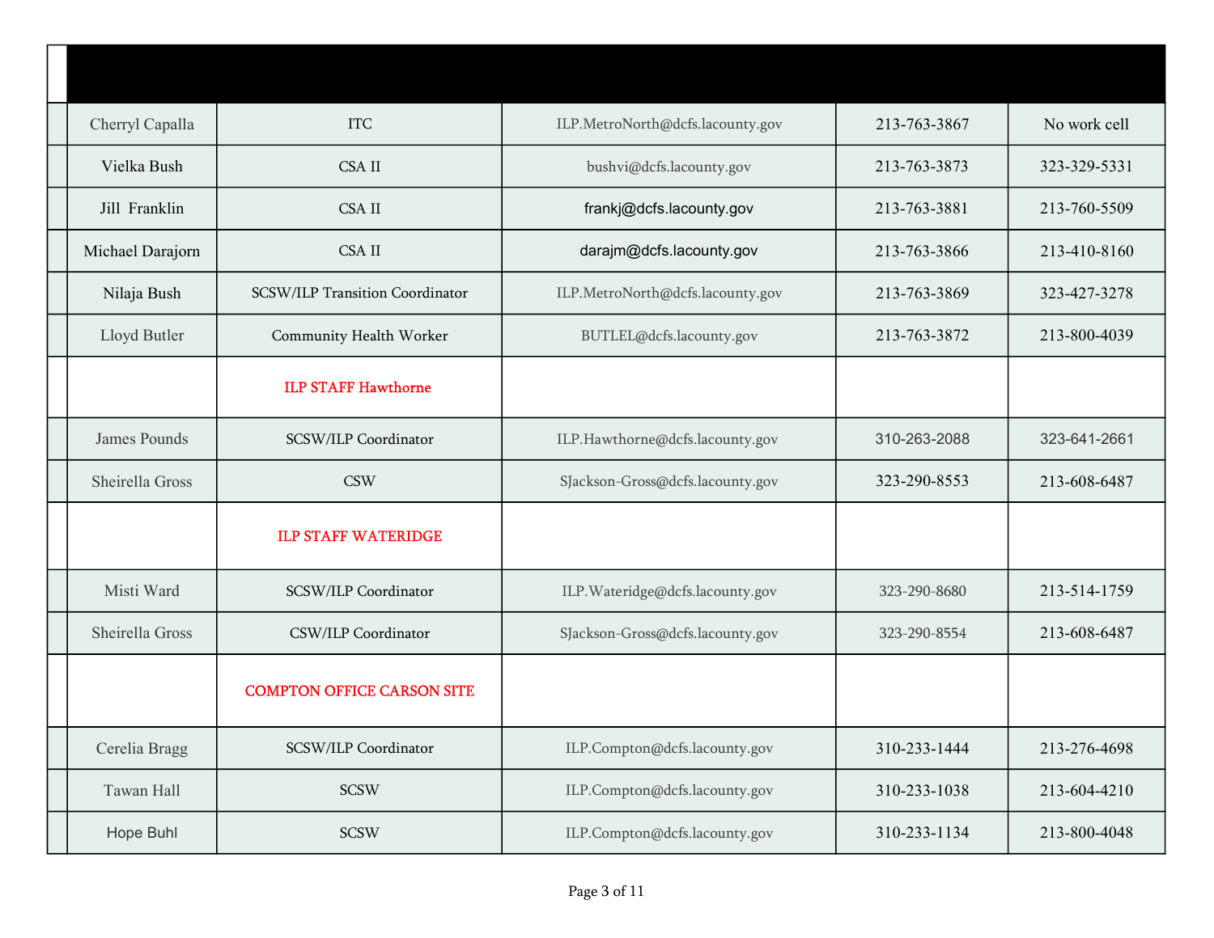| | | | | | |
|---|---|---|---|---|---|
| | Cherryl Capalla | ITC | ILP.MetroNorth@dcfs.lacounty.gov | 213-763-3867 | No work cell |
| | Vielka Bush | CSA II | bushvi@dcfs.lacounty.gov | 213-763-3873 | 323-329-5331 |
| | Jill Franklin | CSA II | frankj@dcfs.lacounty.gov | 213-763-3881 | 213-760-5509 |
| | Michael Darajorn | CSA II | darajm@dcfs.lacounty.gov | 213-763-3866 | 213-410-8160 |
| | Nilaja Bush | SCSW/ILP Transition Coordinator | ILP.MetroNorth@dcfs.lacounty.gov | 213-763-3869 | 323-427-3278 |
| | Lloyd Butler | Community Health Worker | BUTLEL@dcfs.lacounty.gov | 213-763-3872 | 213-800-4039 |
| | | ILP STAFF Hawthorne | | | |
| | James Pounds | SCSW/ILP Coordinator | ILP.Hawthorne@dcfs.lacounty.gov | 310-263-2088 | 323-641-2661 |
| | Sheirella Gross | CSW | SJackson-Gross@dcfs.lacounty.gov | 323-290-8553 | 213-608-6487 |
| | | ILP STAFF WATERIDGE | | | |
| | Misti Ward | SCSW/ILP Coordinator | ILP.Wateridge@dcfs.lacounty.gov | 323-290-8680 | 213-514-1759 |
| | Sheirella Gross | CSW/ILP Coordinator | SJackson-Gross@dcfs.lacounty.gov | 323-290-8554 | 213-608-6487 |
| | | COMPTON OFFICE CARSON SITE | | | |
| | Cerelia Bragg | SCSW/ILP Coordinator | ILP.Compton@dcfs.lacounty.gov | 310-233-1444 | 213-276-4698 |
| | Tawan Hall | SCSW | ILP.Compton@dcfs.lacounty.gov | 310-233-1038 | 213-604-4210 |
| | Hope Buhl | SCSW | ILP.Compton@dcfs.lacounty.gov | 310-233-1134 | 213-800-4048 |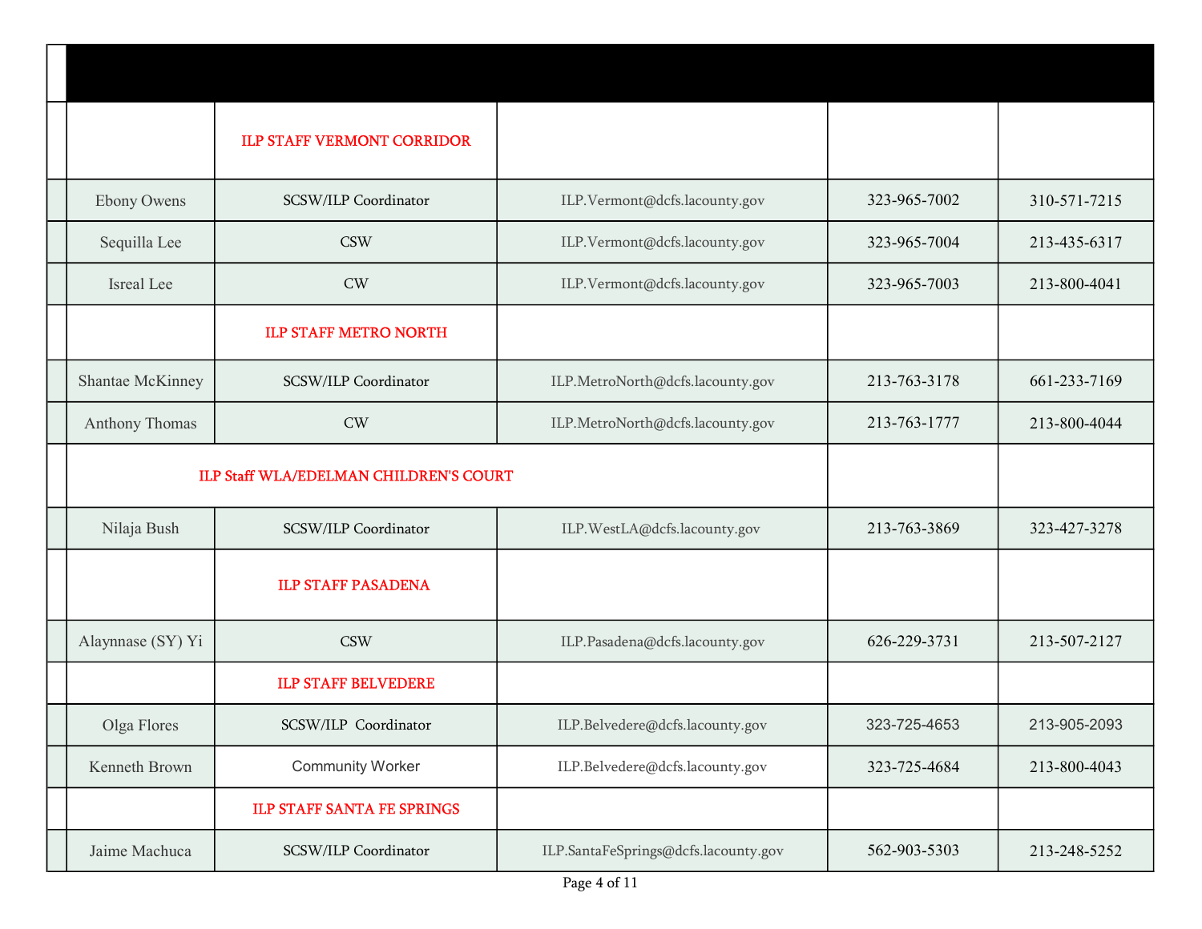| | | | | |
|---|---|---|---|---|
| | ILP STAFF VERMONT CORRIDOR | | | |
| Ebony Owens | SCSW/ILP Coordinator | ILP.Vermont@dcfs.lacounty.gov | 323-965-7002 | 310-571-7215 |
| Sequilla Lee | CSW | ILP.Vermont@dcfs.lacounty.gov | 323-965-7004 | 213-435-6317 |
| Isreal Lee | CW | ILP.Vermont@dcfs.lacounty.gov | 323-965-7003 | 213-800-4041 |
| | ILP STAFF METRO NORTH | | | |
| Shantae McKinney | SCSW/ILP Coordinator | ILP.MetroNorth@dcfs.lacounty.gov | 213-763-3178 | 661-233-7169 |
| Anthony Thomas | CW | ILP.MetroNorth@dcfs.lacounty.gov | 213-763-1777 | 213-800-4044 |
| | ILP Staff WLA/EDELMAN CHILDREN'S COURT | | | |
| Nilaja Bush | SCSW/ILP Coordinator | ILP.WestLA@dcfs.lacounty.gov | 213-763-3869 | 323-427-3278 |
| | ILP STAFF PASADENA | | | |
| Alaynnase (SY) Yi | CSW | ILP.Pasadena@dcfs.lacounty.gov | 626-229-3731 | 213-507-2127 |
| | ILP STAFF BELVEDERE | | | |
| Olga Flores | SCSW/ILP Coordinator | ILP.Belvedere@dcfs.lacounty.gov | 323-725-4653 | 213-905-2093 |
| Kenneth Brown | Community Worker | ILP.Belvedere@dcfs.lacounty.gov | 323-725-4684 | 213-800-4043 |
| | ILP STAFF SANTA FE SPRINGS | | | |
| Jaime Machuca | SCSW/ILP Coordinator | ILP.SantaFeSprings@dcfs.lacounty.gov | 562-903-5303 | 213-248-5252 |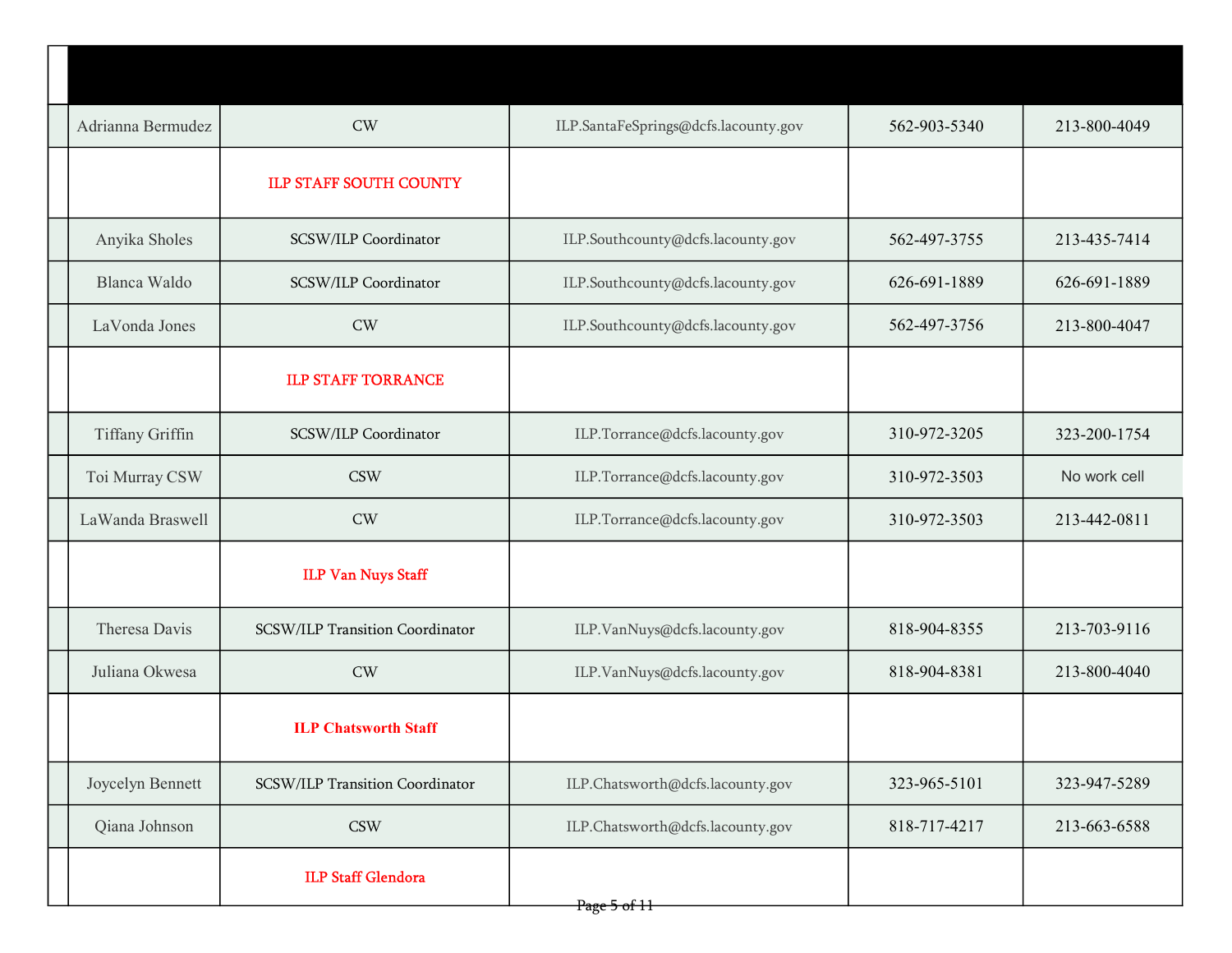| | | | | | |
|---|---|---|---|---|---|
| | Adrianna Bermudez | CW | ILP.SantaFeSprings@dcfs.lacounty.gov | 562-903-5340 | 213-800-4049 |
| | | ILP STAFF SOUTH COUNTY | | | |
| | Anyika Sholes | SCSW/ILP Coordinator | ILP.Southcounty@dcfs.lacounty.gov | 562-497-3755 | 213-435-7414 |
| | Blanca Waldo | SCSW/ILP Coordinator | ILP.Southcounty@dcfs.lacounty.gov | 626-691-1889 | 626-691-1889 |
| | LaVonda Jones | CW | ILP.Southcounty@dcfs.lacounty.gov | 562-497-3756 | 213-800-4047 |
| | | ILP STAFF TORRANCE | | | |
| | Tiffany Griffin | SCSW/ILP Coordinator | ILP.Torrance@dcfs.lacounty.gov | 310-972-3205 | 323-200-1754 |
| | Toi Murray CSW | CSW | ILP.Torrance@dcfs.lacounty.gov | 310-972-3503 | No work cell |
| | LaWanda Braswell | CW | ILP.Torrance@dcfs.lacounty.gov | 310-972-3503 | 213-442-0811 |
| | | ILP Van Nuys Staff | | | |
| | Theresa Davis | SCSW/ILP Transition Coordinator | ILP.VanNuys@dcfs.lacounty.gov | 818-904-8355 | 213-703-9116 |
| | Juliana Okwesa | CW | ILP.VanNuys@dcfs.lacounty.gov | 818-904-8381 | 213-800-4040 |
| | | **ILP Chatsworth Staff** | | | |
| | Joycelyn Bennett | SCSW/ILP Transition Coordinator | ILP.Chatsworth@dcfs.lacounty.gov | 323-965-5101 | 323-947-5289 |
| | Qiana Johnson | CSW | ILP.Chatsworth@dcfs.lacounty.gov | 818-717-4217 | 213-663-6588 |
| | | **ILP Staff Glendora** | | | |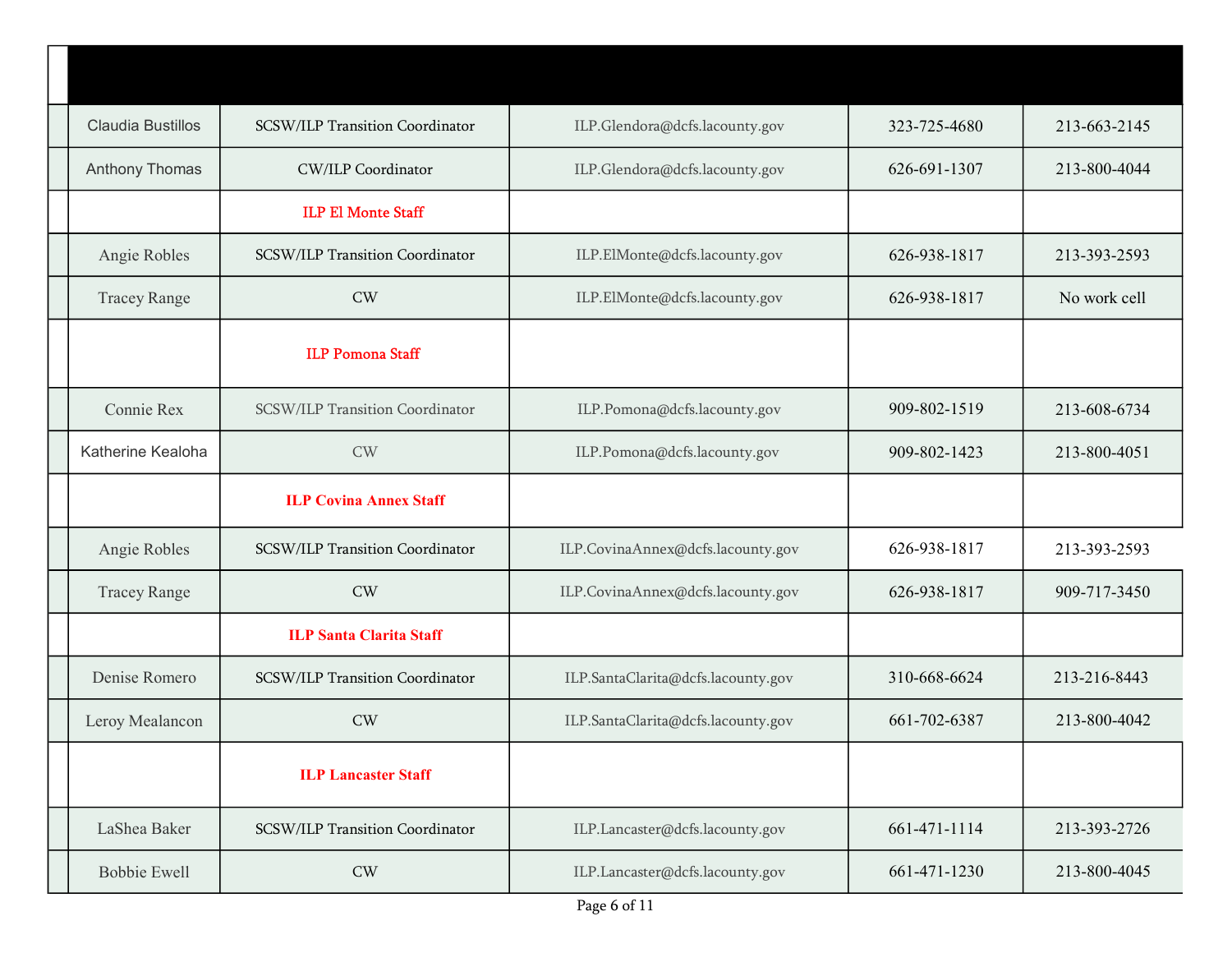| | | | | | |
|---|---|---|---|---|---|
| | Claudia Bustillos | SCSW/ILP Transition Coordinator | ILP.Glendora@dcfs.lacounty.gov | 323-725-4680 | 213-663-2145 |
| | Anthony Thomas | CW/ILP Coordinator | ILP.Glendora@dcfs.lacounty.gov | 626-691-1307 | 213-800-4044 |
| | | **ILP El Monte Staff** | | | |
| | Angie Robles | SCSW/ILP Transition Coordinator | ILP.ElMonte@dcfs.lacounty.gov | 626-938-1817 | 213-393-2593 |
| | Tracey Range | CW | ILP.ElMonte@dcfs.lacounty.gov | 626-938-1817 | No work cell |
| | | **ILP Pomona Staff** | | | |
| | Connie Rex | SCSW/ILP Transition Coordinator | ILP.Pomona@dcfs.lacounty.gov | 909-802-1519 | 213-608-6734 |
| | Katherine Kealoha | CW | ILP.Pomona@dcfs.lacounty.gov | 909-802-1423 | 213-800-4051 |
| | | **ILP Covina Annex Staff** | | | |
| | Angie Robles | SCSW/ILP Transition Coordinator | ILP.CovinaAnnex@dcfs.lacounty.gov | 626-938-1817 | 213-393-2593 |
| | Tracey Range | CW | ILP.CovinaAnnex@dcfs.lacounty.gov | 626-938-1817 | 909-717-3450 |
| | | **ILP Santa Clarita Staff** | | | |
| | Denise Romero | SCSW/ILP Transition Coordinator | ILP.SantaClarita@dcfs.lacounty.gov | 310-668-6624 | 213-216-8443 |
| | Leroy Mealancon | CW | ILP.SantaClarita@dcfs.lacounty.gov | 661-702-6387 | 213-800-4042 |
| | | **ILP Lancaster Staff** | | | |
| | LaShea Baker | SCSW/ILP Transition Coordinator | ILP.Lancaster@dcfs.lacounty.gov | 661-471-1114 | 213-393-2726 |
| | Bobbie Ewell | CW | ILP.Lancaster@dcfs.lacounty.gov | 661-471-1230 | 213-800-4045 |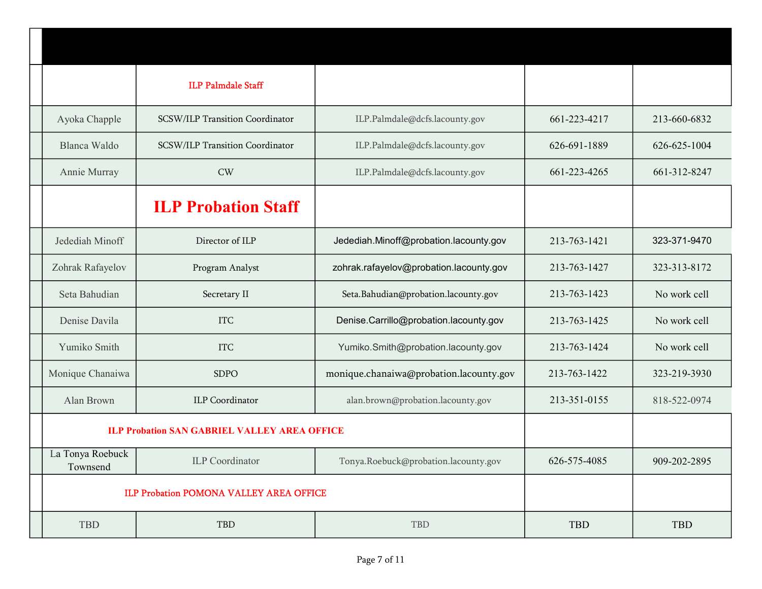| | | | | |
|---|---|---|---|---|
| | ILP Palmdale Staff | | | |
| Ayoka Chapple | SCSW/ILP Transition Coordinator | ILP.Palmdale@dcfs.lacounty.gov | 661-223-4217 | 213-660-6832 |
| Blanca Waldo | SCSW/ILP Transition Coordinator | ILP.Palmdale@dcfs.lacounty.gov | 626-691-1889 | 626-625-1004 |
| Annie Murray | CW | ILP.Palmdale@dcfs.lacounty.gov | 661-223-4265 | 661-312-8247 |
| | **ILP Probation Staff** | | | |
| Jedediah Minoff | Director of ILP | Jedediah.Minoff@probation.lacounty.gov | 213-763-1421 | 323-371-9470 |
| Zohrak Rafayelov | Program Analyst | zohrak.rafayelov@probation.lacounty.gov | 213-763-1427 | 323-313-8172 |
| Seta Bahudian | Secretary II | Seta.Bahudian@probation.lacounty.gov | 213-763-1423 | No work cell |
| Denise Davila | ITC | Denise.Carrillo@probation.lacounty.gov | 213-763-1425 | No work cell |
| Yumiko Smith | ITC | Yumiko.Smith@probation.lacounty.gov | 213-763-1424 | No work cell |
| Monique Chanaiwa | SDPO | monique.chanaiwa@probation.lacounty.gov | 213-763-1422 | 323-219-3930 |
| Alan Brown | ILP Coordinator | alan.brown@probation.lacounty.gov | 213-351-0155 | 818-522-0974 |
| ILP Probation SAN GABRIEL VALLEY AREA OFFICE | | | | |
| La Tonya Roebuck Townsend | ILP Coordinator | Tonya.Roebuck@probation.lacounty.gov | 626-575-4085 | 909-202-2895 |
| ILP Probation POMONA VALLEY AREA OFFICE | | | | |
| TBD | TBD | TBD | TBD | TBD |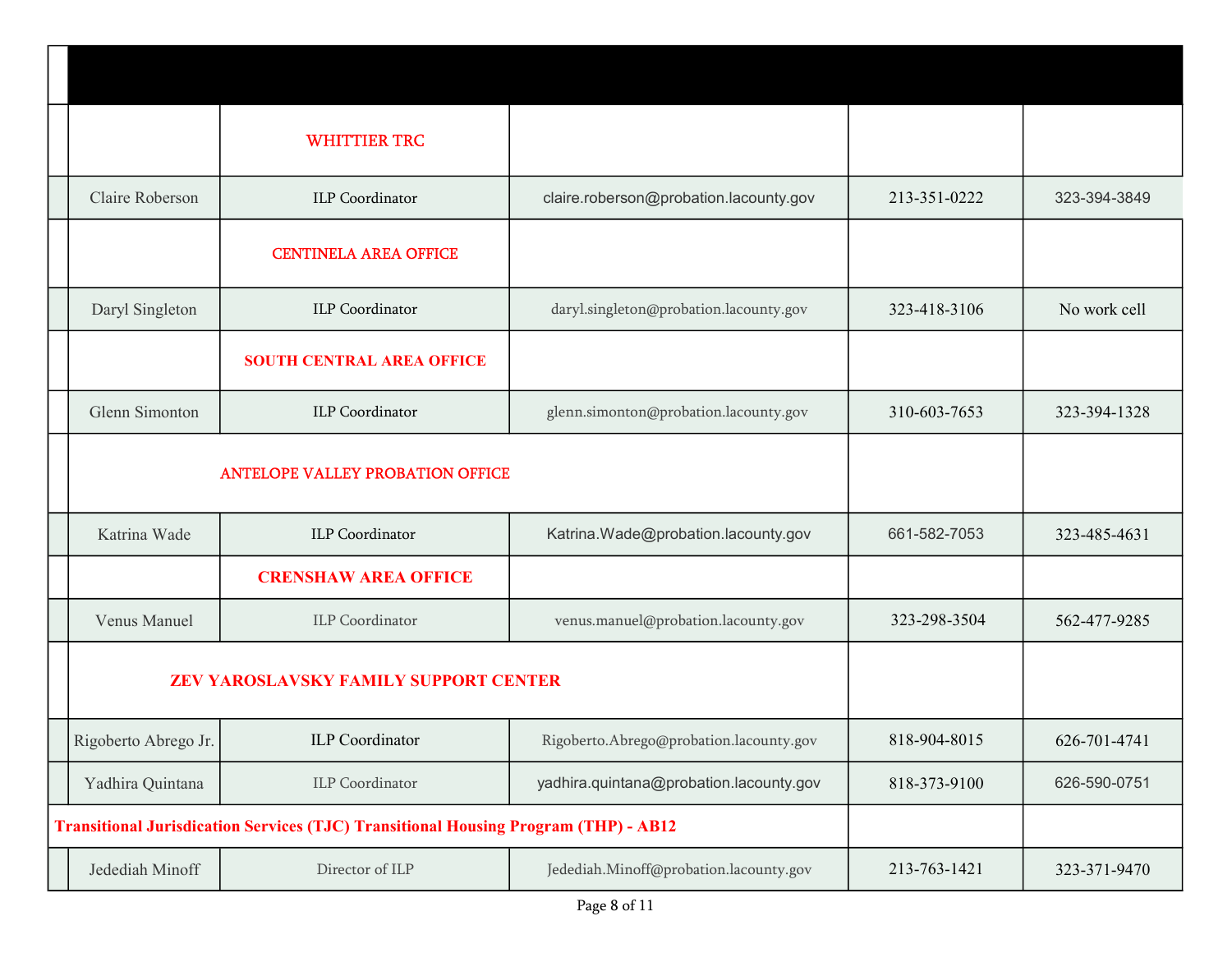| | | | | | |
|---|---|---|---|---|---|
| | | **WHITTIER TRC** | | | |
| | Claire Roberson | ILP Coordinator | claire.roberson@probation.lacounty.gov | 213-351-0222 | 323-394-3849 |
| | | **CENTINELA AREA OFFICE** | | | |
| | Daryl Singleton | ILP Coordinator | daryl.singleton@probation.lacounty.gov | 323-418-3106 | No work cell |
| | | **SOUTH CENTRAL AREA OFFICE** | | | |
| | Glenn Simonton | ILP Coordinator | glenn.simonton@probation.lacounty.gov | 310-603-7653 | 323-394-1328 |
| | | **ANTELOPE VALLEY PROBATION OFFICE** | | | |
| | Katrina Wade | ILP Coordinator | Katrina.Wade@probation.lacounty.gov | 661-582-7053 | 323-485-4631 |
| | | **CRENSHAW AREA OFFICE** | | | |
| | Venus Manuel | ILP Coordinator | venus.manuel@probation.lacounty.gov | 323-298-3504 | 562-477-9285 |
| | | **ZEV YAROSLAVSKY FAMILY SUPPORT CENTER** | | | |
| | Rigoberto Abrego Jr. | ILP Coordinator | Rigoberto.Abrego@probation.lacounty.gov | 818-904-8015 | 626-701-4741 |
| | Yadhira Quintana | ILP Coordinator | yadhira.quintana@probation.lacounty.gov | 818-373-9100 | 626-590-0751 |
| **Transitional Jurisdiction Services (TJC) Transitional Housing Program (THP) - AB12** | | | | | |
| | Jedediah Minoff | Director of ILP | Jedediah.Minoff@probation.lacounty.gov | 213-763-1421 | 323-371-9470 |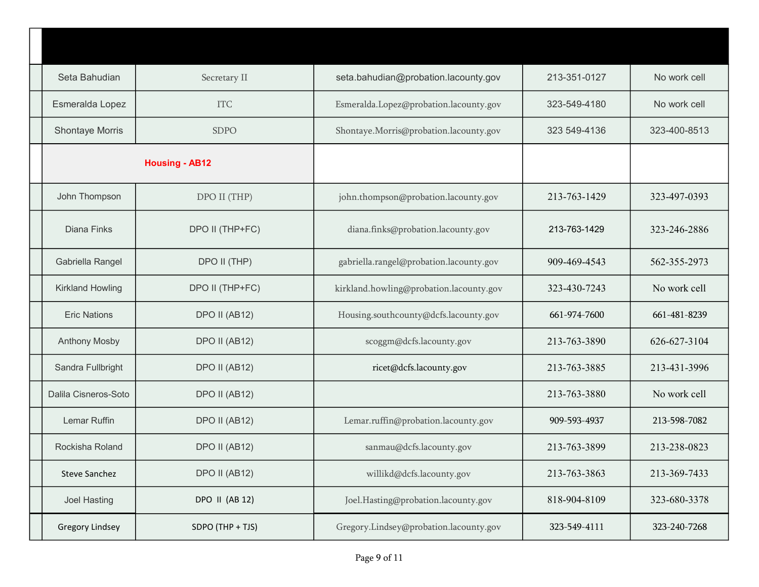| | | | | | |
|---|---|---|---|---|---|
| | Seta Bahudian | Secretary II | seta.bahudian@probation.lacounty.gov | 213-351-0127 | No work cell |
| | Esmeralda Lopez | ITC | Esmeralda.Lopez@probation.lacounty.gov | 323-549-4180 | No work cell |
| | Shontaye Morris | SDPO | Shontaye.Morris@probation.lacounty.gov | 323 549-4136 | 323-400-8513 |
| | **Housing - AB12** | | | | |
| | John Thompson | DPO II (THP) | john.thompson@probation.lacounty.gov | 213-763-1429 | 323-497-0393 |
| | Diana Finks | DPO II (THP+FC) | diana.finks@probation.lacounty.gov | 213-763-1429 | 323-246-2886 |
| | Gabriella Rangel | DPO II (THP) | gabriella.rangel@probation.lacounty.gov | 909-469-4543 | 562-355-2973 |
| | Kirkland Howling | DPO II (THP+FC) | kirkland.howling@probation.lacounty.gov | 323-430-7243 | No work cell |
| | Eric Nations | DPO II (AB12) | Housing.southcounty@dcfs.lacounty.gov | 661-974-7600 | 661-481-8239 |
| | Anthony Mosby | DPO II (AB12) | scoggm@dcfs.lacounty.gov | 213-763-3890 | 626-627-3104 |
| | Sandra Fullbright | DPO II (AB12) | ricet@dcfs.lacounty.gov | 213-763-3885 | 213-431-3996 |
| | Dalila Cisneros-Soto | DPO II (AB12) | | 213-763-3880 | No work cell |
| | Lemar Ruffin | DPO II (AB12) | Lemar.ruffin@probation.lacounty.gov | 909-593-4937 | 213-598-7082 |
| | Rockisha Roland | DPO II (AB12) | sanmau@dcfs.lacounty.gov | 213-763-3899 | 213-238-0823 |
| | Steve Sanchez | DPO II (AB12) | willikd@dcfs.lacounty.gov | 213-763-3863 | 213-369-7433 |
| | Joel Hasting | DPO II (AB 12) | Joel.Hasting@probation.lacounty.gov | 818-904-8109 | 323-680-3378 |
| | Gregory Lindsey | SDPO (THP + TJS) | Gregory.Lindsey@probation.lacounty.gov | 323-549-4111 | 323-240-7268 |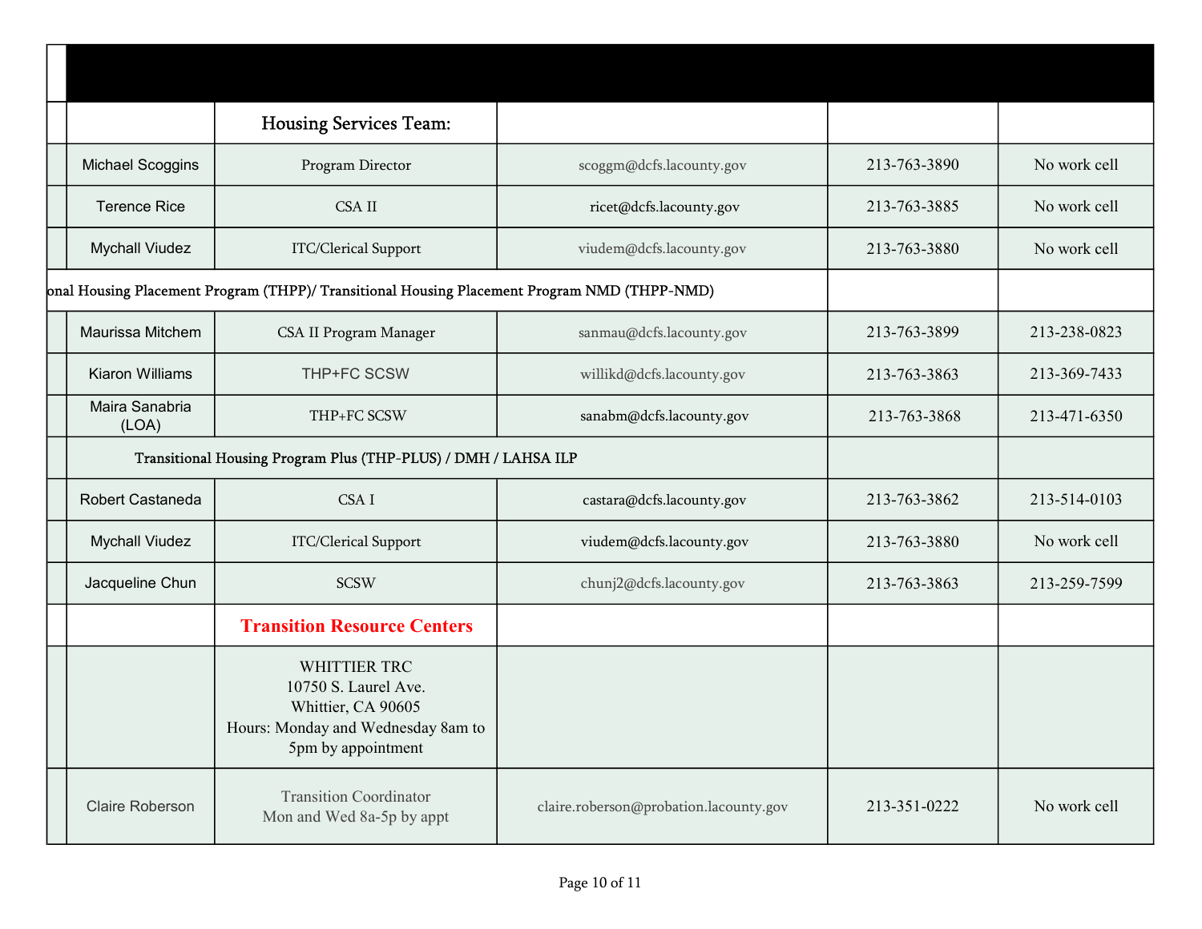| | | | | | |
|---|---|---|---|---|---|
| | | Housing Services Team: | | | |
| | Michael Scoggins | Program Director | scoggm@dcfs.lacounty.gov | 213-763-3890 | No work cell |
| | Terence Rice | CSA II | ricet@dcfs.lacounty.gov | 213-763-3885 | No work cell |
| | Mychall Viudez | ITC/Clerical Support | viudem@dcfs.lacounty.gov | 213-763-3880 | No work cell |
| onal Housing Placement Program (THPP)/ Transitional Housing Placement Program NMD (THPP-NMD) | | | | | |
| | Maurissa Mitchem | CSA II Program Manager | sanmau@dcfs.lacounty.gov | 213-763-3899 | 213-238-0823 |
| | Kiaron Williams | THP+FC SCSW | willikd@dcfs.lacounty.gov | 213-763-3863 | 213-369-7433 |
| | Maira Sanabria (LOA) | THP+FC SCSW | sanabm@dcfs.lacounty.gov | 213-763-3868 | 213-471-6350 |
| | Transitional Housing Program Plus (THP-PLUS) / DMH / LAHSA ILP | | | | |
| | Robert Castaneda | CSA I | castara@dcfs.lacounty.gov | 213-763-3862 | 213-514-0103 |
| | Mychall Viudez | ITC/Clerical Support | viudem@dcfs.lacounty.gov | 213-763-3880 | No work cell |
| | Jacqueline Chun | SCSW | chunj2@dcfs.lacounty.gov | 213-763-3863 | 213-259-7599 |
| | | **Transition Resource Centers** | | | |
| | | WHITTIER TRC<br>10750 S. Laurel Ave.<br>Whittier, CA 90605<br>Hours: Monday and Wednesday 8am to 5pm by appointment | | | |
| | Claire Roberson | Transition Coordinator<br>Mon and Wed 8a-5p by appt | claire.roberson@probation.lacounty.gov | 213-351-0222 | No work cell |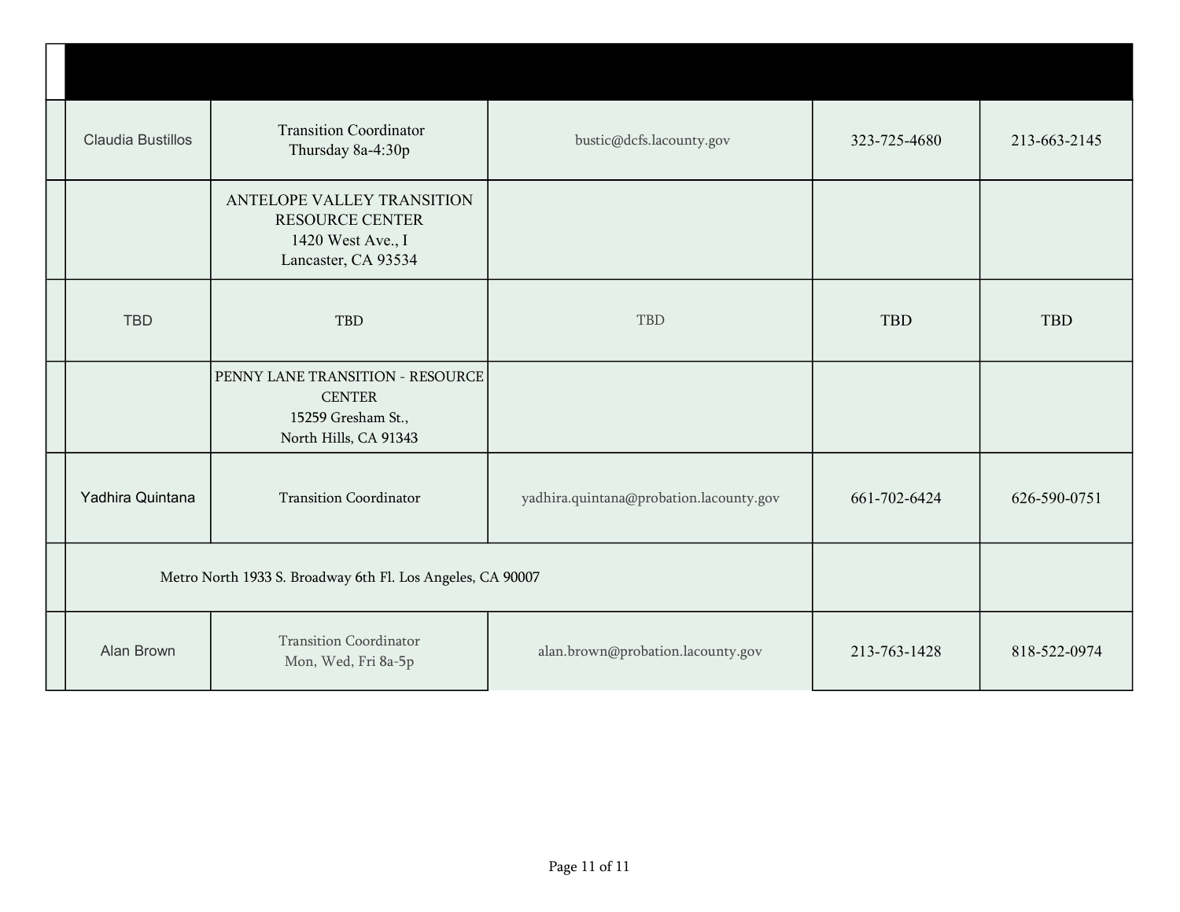| | | | | | |
|---|---|---|---|---|---|
| | Claudia Bustillos | Transition Coordinator<br>Thursday 8a-4:30p | bustic@dcfs.lacounty.gov | 323-725-4680 | 213-663-2145 |
| | | ANTELOPE VALLEY TRANSITION RESOURCE CENTER<br>1420 West Ave., I<br>Lancaster, CA 93534 | | | |
| | TBD | TBD | TBD | TBD | TBD |
| | | PENNY LANE TRANSITION - RESOURCE CENTER<br>15259 Gresham St.,<br>North Hills, CA 91343 | | | |
| | Yadhira Quintana | Transition Coordinator | yadhira.quintana@probation.lacounty.gov | 661-702-6424 | 626-590-0751 |
| | Metro North 1933 S. Broadway 6th Fl. Los Angeles, CA 90007 | | | | |
| | Alan Brown | Transition Coordinator<br>Mon, Wed, Fri 8a-5p | alan.brown@probation.lacounty.gov | 213-763-1428 | 818-522-0974 |